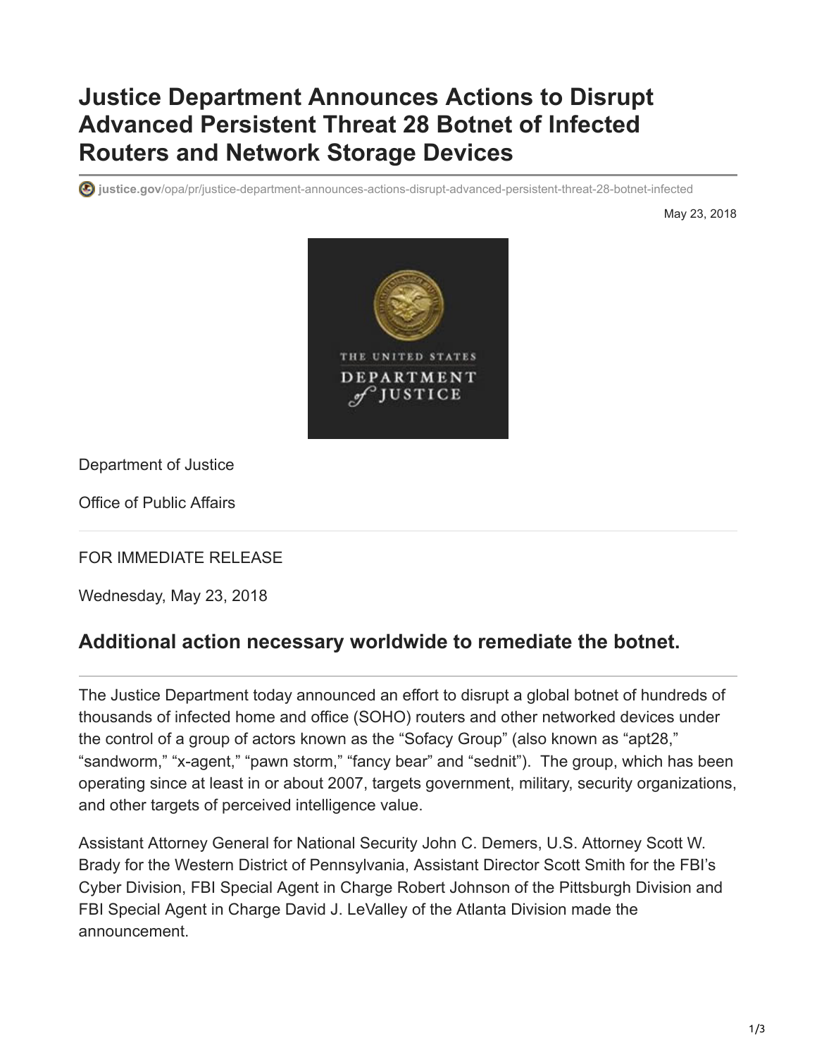# Justice Department Announces Actions to Disrupt Advanced Persistent Threat 28 Botnet of Infected Routers and Network Storage Devices

justice.gov/opa/pr/justice-department-announces-actions-disrupt-advanced-persistent-threat-28-botnet-infected

May 23, 2018

Department of Justice

Office of Public Affairs

FOR IMMEDIATE RELEASE

Wednesday, May 23, 2018

## Additional action necessary worldwide to remediate the botnet.

The Justice Department today announced an effort to disrupt a global botnet of hundreds of thousands of infected home and office (SOHO) routers and other networked devices under the control of a group of actors known as the "Sofacy Group" (also known as "apt28," "sandworm," "x-agent," "pawn storm," "fancy bear" and "sednit"). The group, which has been operating since at least in or about 2007, targets government, military, security organizations, and other targets of perceived intelligence value.

Assistant Attorney General for National Security John C. Demers, U.S. Attorney Scott W. Brady for the Western District of Pennsylvania, Assistant Director Scott Smith for the FBI's Cyber Division, FBI Special Agent in Charge Robert Johnson of the Pittsburgh Division and FBI Special Agent in Charge David J. LeValley of the Atlanta Division made the announcement.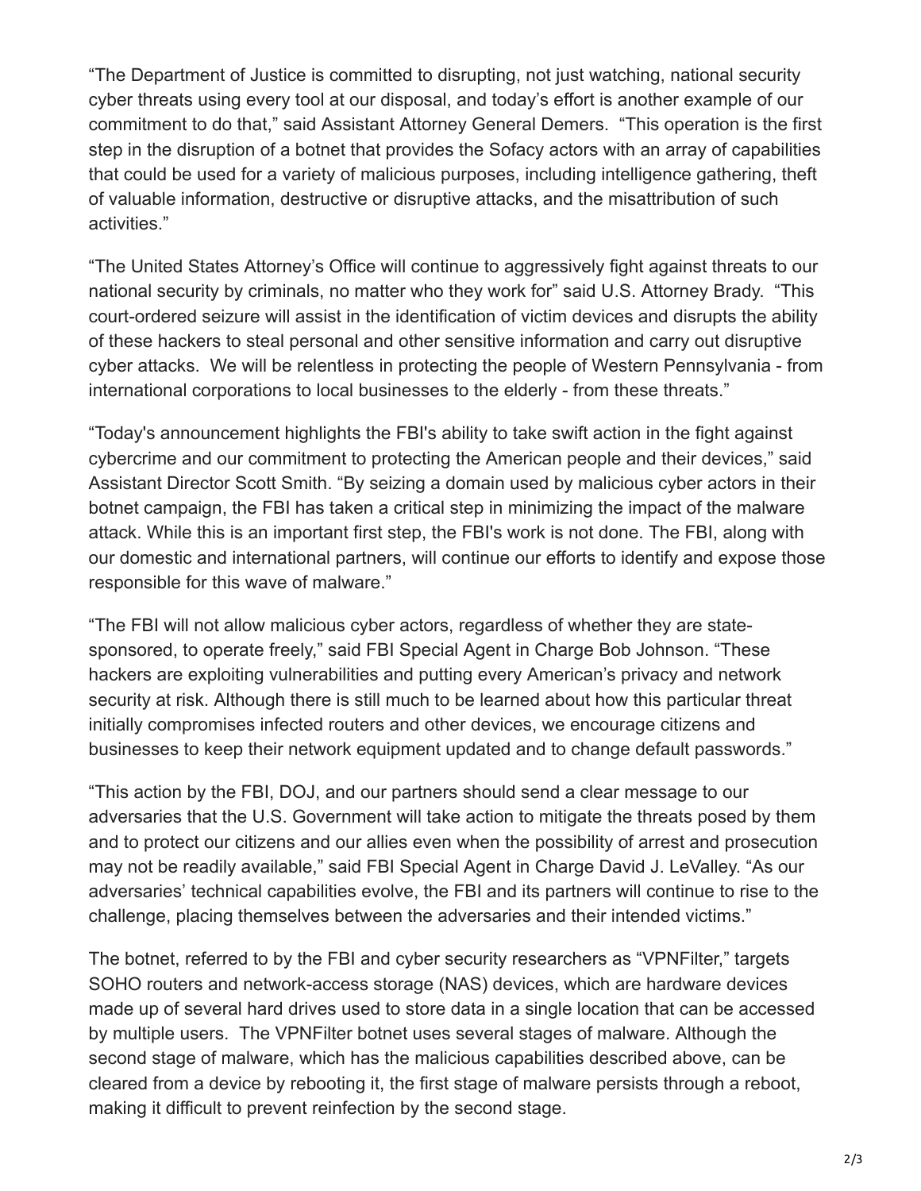“The Department of Justice is committed to disrupting, not just watching, national security cyber threats using every tool at our disposal, and today’s effort is another example of our commitment to do that,” said Assistant Attorney General Demers. “This operation is the first step in the disruption of a botnet that provides the Sofacy actors with an array of capabilities that could be used for a variety of malicious purposes, including intelligence gathering, theft of valuable information, destructive or disruptive attacks, and the misattribution of such activities.”

“The United States Attorney’s Office will continue to aggressively fight against threats to our national security by criminals, no matter who they work for” said U.S. Attorney Brady. “This court-ordered seizure will assist in the identification of victim devices and disrupts the ability of these hackers to steal personal and other sensitive information and carry out disruptive cyber attacks. We will be relentless in protecting the people of Western Pennsylvania - from international corporations to local businesses to the elderly - from these threats.”

“Today's announcement highlights the FBI's ability to take swift action in the fight against cybercrime and our commitment to protecting the American people and their devices,” said Assistant Director Scott Smith. “By seizing a domain used by malicious cyber actors in their botnet campaign, the FBI has taken a critical step in minimizing the impact of the malware attack. While this is an important first step, the FBI's work is not done. The FBI, along with our domestic and international partners, will continue our efforts to identify and expose those responsible for this wave of malware.”

“The FBI will not allow malicious cyber actors, regardless of whether they are state-sponsored, to operate freely,” said FBI Special Agent in Charge Bob Johnson. “These hackers are exploiting vulnerabilities and putting every American’s privacy and network security at risk. Although there is still much to be learned about how this particular threat initially compromises infected routers and other devices, we encourage citizens and businesses to keep their network equipment updated and to change default passwords.”

“This action by the FBI, DOJ, and our partners should send a clear message to our adversaries that the U.S. Government will take action to mitigate the threats posed by them and to protect our citizens and our allies even when the possibility of arrest and prosecution may not be readily available,” said FBI Special Agent in Charge David J. LeValley. “As our adversaries’ technical capabilities evolve, the FBI and its partners will continue to rise to the challenge, placing themselves between the adversaries and their intended victims.”

The botnet, referred to by the FBI and cyber security researchers as “VPNFilter,” targets SOHO routers and network-access storage (NAS) devices, which are hardware devices made up of several hard drives used to store data in a single location that can be accessed by multiple users. The VPNFilter botnet uses several stages of malware. Although the second stage of malware, which has the malicious capabilities described above, can be cleared from a device by rebooting it, the first stage of malware persists through a reboot, making it difficult to prevent reinfection by the second stage.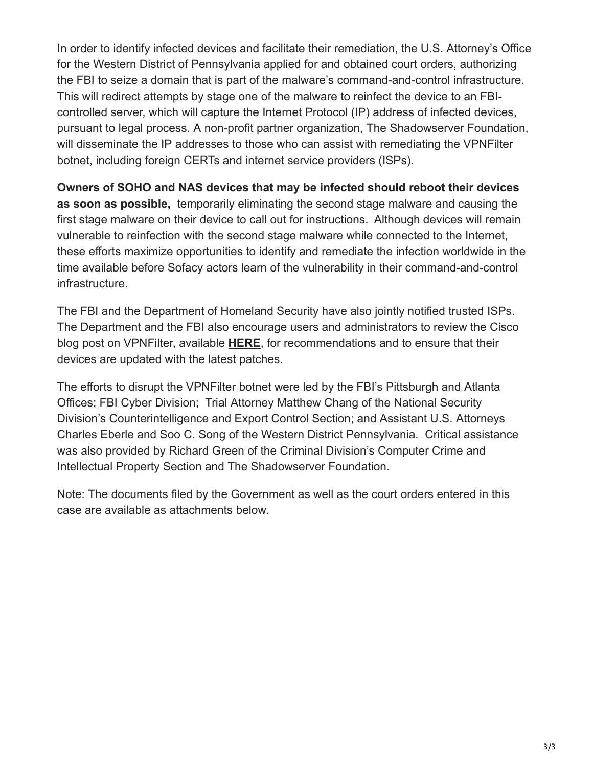In order to identify infected devices and facilitate their remediation, the U.S. Attorney's Office for the Western District of Pennsylvania applied for and obtained court orders, authorizing the FBI to seize a domain that is part of the malware's command-and-control infrastructure. This will redirect attempts by stage one of the malware to reinfect the device to an FBI-controlled server, which will capture the Internet Protocol (IP) address of infected devices, pursuant to legal process. A non-profit partner organization, The Shadowserver Foundation, will disseminate the IP addresses to those who can assist with remediating the VPNFilter botnet, including foreign CERTs and internet service providers (ISPs).

**Owners of SOHO and NAS devices that may be infected should reboot their devices as soon as possible,** temporarily eliminating the second stage malware and causing the first stage malware on their device to call out for instructions. Although devices will remain vulnerable to reinfection with the second stage malware while connected to the Internet, these efforts maximize opportunities to identify and remediate the infection worldwide in the time available before Sofacy actors learn of the vulnerability in their command-and-control infrastructure.

The FBI and the Department of Homeland Security have also jointly notified trusted ISPs. The Department and the FBI also encourage users and administrators to review the Cisco blog post on VPNFilter, available **HERE**, for recommendations and to ensure that their devices are updated with the latest patches.

The efforts to disrupt the VPNFilter botnet were led by the FBI's Pittsburgh and Atlanta Offices; FBI Cyber Division; Trial Attorney Matthew Chang of the National Security Division's Counterintelligence and Export Control Section; and Assistant U.S. Attorneys Charles Eberle and Soo C. Song of the Western District Pennsylvania. Critical assistance was also provided by Richard Green of the Criminal Division's Computer Crime and Intellectual Property Section and The Shadowserver Foundation.

Note: The documents filed by the Government as well as the court orders entered in this case are available as attachments below.